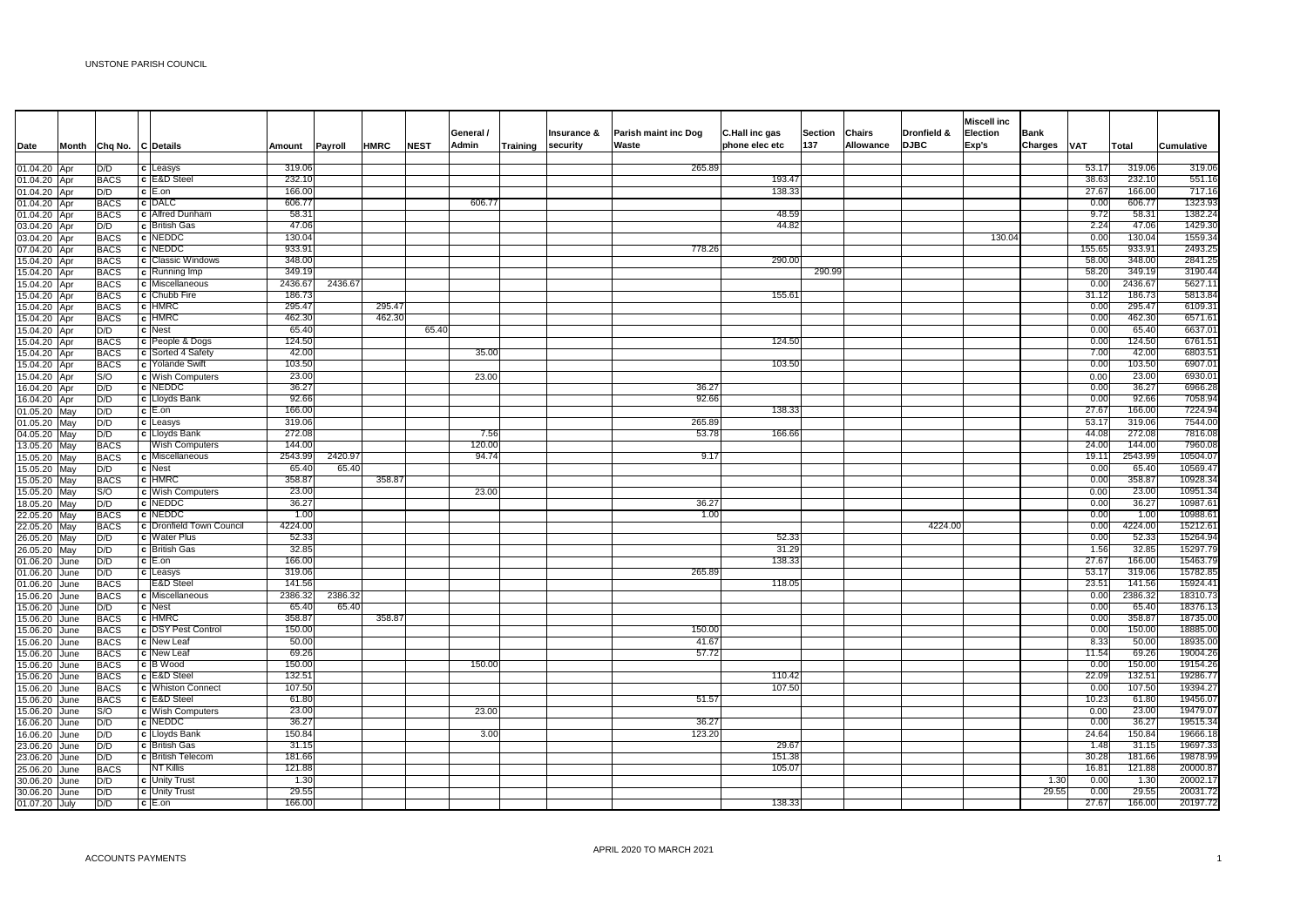UNSTONE PARISH COUNCIL

| Date | Month | Chq No. | C | Details | Amount | Payroll | HMRC | NEST | General / Admin | Training | Insurance & security | Parish maint inc Dog Waste | C.Hall inc gas phone elec etc | Section 137 | Chairs Allowance | Dronfield & DJBC | Miscell inc Election Exp's | Bank Charges | VAT | Total | Cumulative |
|---|---|---|---|---|---|---|---|---|---|---|---|---|---|---|---|---|---|---|---|---|---|
| 01.04.20 | Apr | D/D | c | Leasys | 319.06 | | | | | | | 265.89 | | | | | | | 53.17 | 319.06 | 319.06 |
| 01.04.20 | Apr | BACS | c | E&D Steel | 232.10 | | | | | | | | 193.47 | | | | | | 38.63 | 232.10 | 551.16 |
| 01.04.20 | Apr | D/D | c | E.on | 166.00 | | | | | | | | 138.33 | | | | | | 27.67 | 166.00 | 717.16 |
| 01.04.20 | Apr | BACS | c | DALC | 606.77 | | | | 606.77 | | | | | | | | | | 0.00 | 606.77 | 1323.93 |
| 01.04.20 | Apr | BACS | c | Alfred Dunham | 58.31 | | | | | | | | 48.59 | | | | | | 9.72 | 58.31 | 1382.24 |
| 03.04.20 | Apr | D/D | c | British Gas | 47.06 | | | | | | | | 44.82 | | | | | | 2.24 | 47.06 | 1429.30 |
| 03.04.20 | Apr | BACS | c | NEDDC | 130.04 | | | | | | | | | | | | 130.04 | | 0.00 | 130.04 | 1559.34 |
| 07.04.20 | Apr | BACS | c | NEDDC | 933.91 | | | | | | | 778.26 | | | | | | | 155.65 | 933.91 | 2493.25 |
| 15.04.20 | Apr | BACS | c | Classic Windows | 348.00 | | | | | | | | 290.00 | | | | | | 58.00 | 348.00 | 2841.25 |
| 15.04.20 | Apr | BACS | c | Running Imp | 349.19 | | | | | | | | | 290.99 | | | | | 58.20 | 349.19 | 3190.44 |
| 15.04.20 | Apr | BACS | c | Miscellaneous | 2436.67 | 2436.67 | | | | | | | | | | | | | 0.00 | 2436.67 | 5627.11 |
| 15.04.20 | Apr | BACS | c | Chubb Fire | 186.73 | | | | | | | | 155.61 | | | | | | 31.12 | 186.73 | 5813.84 |
| 15.04.20 | Apr | BACS | c | HMRC | 295.47 | | 295.47 | | | | | | | | | | | | 0.00 | 295.47 | 6109.31 |
| 15.04.20 | Apr | BACS | c | HMRC | 462.30 | | 462.30 | | | | | | | | | | | | 0.00 | 462.30 | 6571.61 |
| 15.04.20 | Apr | D/D | c | Nest | 65.40 | | | 65.40 | | | | | | | | | | | 0.00 | 65.40 | 6637.01 |
| 15.04.20 | Apr | BACS | c | People & Dogs | 124.50 | | | | | | | | 124.50 | | | | | | 0.00 | 124.50 | 6761.51 |
| 15.04.20 | Apr | BACS | c | Sorted 4 Safety | 42.00 | | | | 35.00 | | | | | | | | | | 7.00 | 42.00 | 6803.51 |
| 15.04.20 | Apr | BACS | c | Yolande Swift | 103.50 | | | | | | | | 103.50 | | | | | | 0.00 | 103.50 | 6907.01 |
| 15.04.20 | Apr | S/O | c | Wish Computers | 23.00 | | | | 23.00 | | | | | | | | | | 0.00 | 23.00 | 6930.01 |
| 16.04.20 | Apr | D/D | c | NEDDC | 36.27 | | | | | | | 36.27 | | | | | | | 0.00 | 36.27 | 6966.28 |
| 16.04.20 | Apr | D/D | c | Lloyds Bank | 92.66 | | | | | | | 92.66 | | | | | | | 0.00 | 92.66 | 7058.94 |
| 01.05.20 | May | D/D | c | E.on | 166.00 | | | | | | | | 138.33 | | | | | | 27.67 | 166.00 | 7224.94 |
| 01.05.20 | May | D/D | c | Leasys | 319.06 | | | | | | | 265.89 | | | | | | | 53.17 | 319.06 | 7544.00 |
| 04.05.20 | May | D/D | c | Lloyds Bank | 272.08 | | | | 7.56 | | | 53.78 | 166.66 | | | | | | 44.08 | 272.08 | 7816.08 |
| 13.05.20 | May | BACS | | Wish Computers | 144.00 | | | | 120.00 | | | | | | | | | | 24.00 | 144.00 | 7960.08 |
| 15.05.20 | May | BACS | c | Miscellaneous | 2543.99 | 2420.97 | | | 94.74 | | | 9.17 | | | | | | | 19.11 | 2543.99 | 10504.07 |
| 15.05.20 | May | D/D | c | Nest | 65.40 | 65.40 | | | | | | | | | | | | | 0.00 | 65.40 | 10569.47 |
| 15.05.20 | May | BACS | c | HMRC | 358.87 | | 358.87 | | | | | | | | | | | | 0.00 | 358.87 | 10928.34 |
| 15.05.20 | May | S/O | c | Wish Computers | 23.00 | | | | 23.00 | | | | | | | | | | 0.00 | 23.00 | 10951.34 |
| 18.05.20 | May | D/D | c | NEDDC | 36.27 | | | | | | | 36.27 | | | | | | | 0.00 | 36.27 | 10987.61 |
| 22.05.20 | May | BACS | c | NEDDC | 1.00 | | | | | | | 1.00 | | | | | | | 0.00 | 1.00 | 10988.61 |
| 22.05.20 | May | BACS | c | Dronfield Town Council | 4224.00 | | | | | | | | | | | 4224.00 | | | 0.00 | 4224.00 | 15212.61 |
| 26.05.20 | May | D/D | c | Water Plus | 52.33 | | | | | | | | 52.33 | | | | | | 0.00 | 52.33 | 15264.94 |
| 26.05.20 | May | D/D | c | British Gas | 32.85 | | | | | | | | 31.29 | | | | | | 1.56 | 32.85 | 15297.79 |
| 01.06.20 | June | D/D | c | E.on | 166.00 | | | | | | | | 138.33 | | | | | | 27.67 | 166.00 | 15463.79 |
| 01.06.20 | June | D/D | c | Leasys | 319.06 | | | | | | | 265.89 | | | | | | | 53.17 | 319.06 | 15782.85 |
| 01.06.20 | June | BACS | | E&D Steel | 141.56 | | | | | | | | 118.05 | | | | | | 23.51 | 141.56 | 15924.41 |
| 15.06.20 | June | BACS | c | Miscellaneous | 2386.32 | 2386.32 | | | | | | | | | | | | | 0.00 | 2386.32 | 18310.73 |
| 15.06.20 | June | D/D | c | Nest | 65.40 | 65.40 | | | | | | | | | | | | | 0.00 | 65.40 | 18376.13 |
| 15.06.20 | June | BACS | c | HMRC | 358.87 | | 358.87 | | | | | | | | | | | | 0.00 | 358.87 | 18735.00 |
| 15.06.20 | June | BACS | c | DSY Pest Control | 150.00 | | | | | | | 150.00 | | | | | | | 0.00 | 150.00 | 18885.00 |
| 15.06.20 | June | BACS | c | New Leaf | 50.00 | | | | | | | 41.67 | | | | | | | 8.33 | 50.00 | 18935.00 |
| 15.06.20 | June | BACS | c | New Leaf | 69.26 | | | | | | | 57.72 | | | | | | | 11.54 | 69.26 | 19004.26 |
| 15.06.20 | June | BACS | c | B Wood | 150.00 | | | | 150.00 | | | | | | | | | | 0.00 | 150.00 | 19154.26 |
| 15.06.20 | June | BACS | c | E&D Steel | 132.51 | | | | | | | | 110.42 | | | | | | 22.09 | 132.51 | 19286.77 |
| 15.06.20 | June | BACS | c | Whiston Connect | 107.50 | | | | | | | | 107.50 | | | | | | 0.00 | 107.50 | 19394.27 |
| 15.06.20 | June | BACS | c | E&D Steel | 61.80 | | | | | | | 51.57 | | | | | | | 10.23 | 61.80 | 19456.07 |
| 15.06.20 | June | S/O | c | Wish Computers | 23.00 | | | | 23.00 | | | | | | | | | | 0.00 | 23.00 | 19479.07 |
| 16.06.20 | June | D/D | c | NEDDC | 36.27 | | | | | | | 36.27 | | | | | | | 0.00 | 36.27 | 19515.34 |
| 16.06.20 | June | D/D | c | Lloyds Bank | 150.84 | | | | 3.00 | | | 123.20 | | | | | | | 24.64 | 150.84 | 19666.18 |
| 23.06.20 | June | D/D | c | British Gas | 31.15 | | | | | | | | 29.67 | | | | | | 1.48 | 31.15 | 19697.33 |
| 23.06.20 | June | D/D | c | British Telecom | 181.66 | | | | | | | | 151.38 | | | | | | 30.28 | 181.66 | 19878.99 |
| 25.06.20 | June | BACS | | NT Killis | 121.88 | | | | | | | | 105.07 | | | | | | 16.81 | 121.88 | 20000.87 |
| 30.06.20 | June | D/D | c | Unity Trust | 1.30 | | | | | | | | | | | | | 1.30 | 0.00 | 1.30 | 20002.17 |
| 30.06.20 | June | D/D | c | Unity Trust | 29.55 | | | | | | | | | | | | | 29.55 | 0.00 | 29.55 | 20031.72 |
| 01.07.20 | July | D/D | c | E.on | 166.00 | | | | | | | | 138.33 | | | | | | 27.67 | 166.00 | 20197.72 |

ACCOUNTS PAYMENTS

APRIL 2020 TO MARCH 2021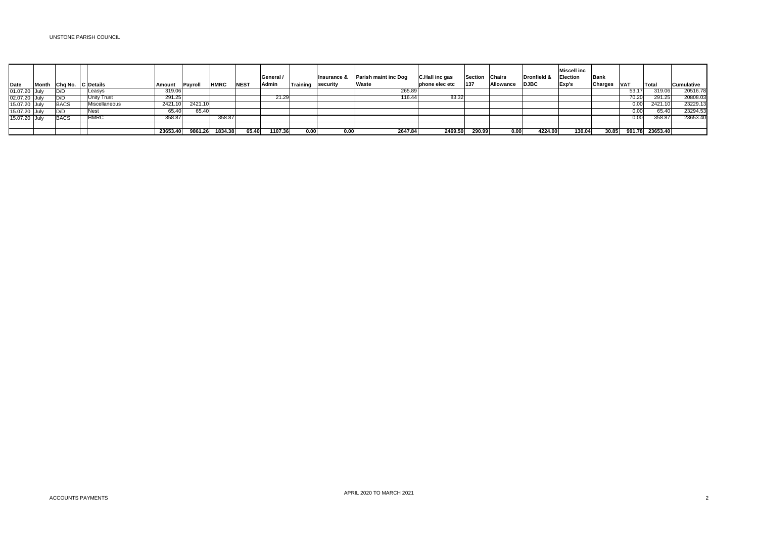UNSTONE PARISH COUNCIL

| Date | Month | Chq No. | C | Details | Amount | Payroll | HMRC | NEST | General / Admin | Training | Insurance & security | Parish maint inc Dog Waste | C.Hall inc gas phone elec etc | Section 137 | Chairs Allowance | Dronfield & DJBC | Miscell inc Election Exp's | Bank Charges | VAT | Total | Cumulative |
|---|---|---|---|---|---|---|---|---|---|---|---|---|---|---|---|---|---|---|---|---|---|
| 01.07.20 | July | D/D | | Leasys | 319.06 | | | | | | | 265.89 | | | | | | | 53.17 | 319.06 | 20516.78 |
| 02.07.20 | July | D/D | | Unity Trust | 291.25 | | | | 21.29 | | | 116.44 | 83.32 | | | | | | 70.20 | 291.25 | 20808.03 |
| 15.07.20 | July | BACS | | Miscellaneous | 2421.10 | 2421.10 | | | | | | | | | | | | | 0.00 | 2421.10 | 23229.13 |
| 15.07.20 | July | D/D | | Nest | 65.40 | 65.40 | | | | | | | | | | | | | 0.00 | 65.40 | 23294.53 |
| 15.07.20 | July | BACS | | HMRC | 358.87 | | 358.87 | | | | | | | | | | | | 0.00 | 358.87 | 23653.40 |
| | | | | | | | | | | | | | | | | | | | | | |
| | | | | | 23653.40 | 9861.26 | 1834.38 | 65.40 | 1107.36 | 0.00 | 0.00 | 2647.84 | 2469.50 | 290.99 | 0.00 | 4224.00 | 130.04 | 30.85 | 991.78 | 23653.40 | |

ACCOUNTS PAYMENTS

APRIL 2020 TO MARCH 2021